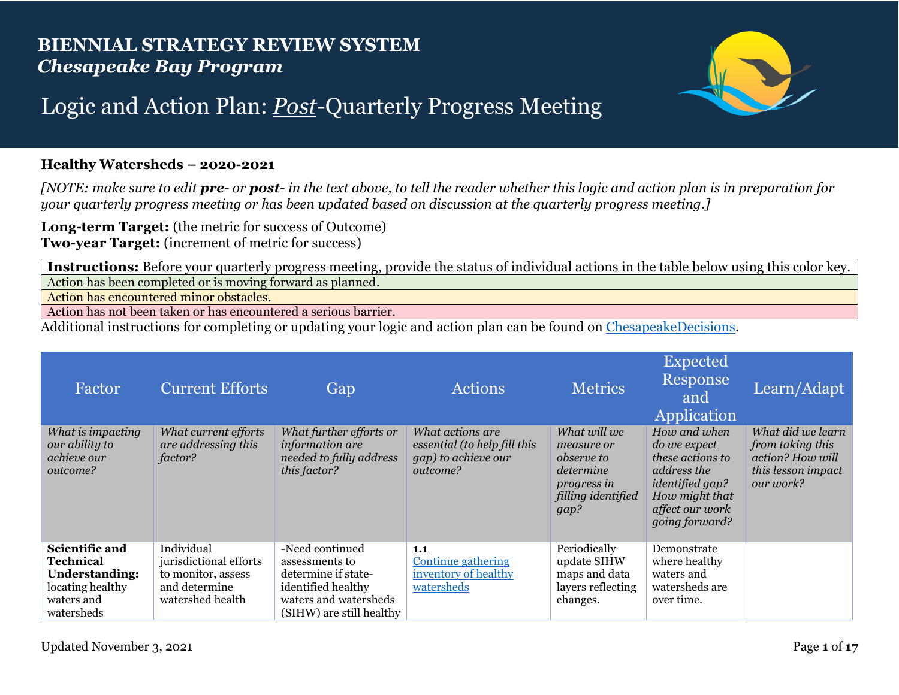# BIENNIAL STRATEGY REVIEW SYSTEM
## *Chesapeake Bay Program*

# Logic and Action Plan: *Post*-Quarterly Progress Meeting

**Healthy Watersheds – 2020-2021**

*[NOTE: make sure to edit **pre**- or **post**- in the text above, to tell the reader whether this logic and action plan is in preparation for your quarterly progress meeting or has been updated based on discussion at the quarterly progress meeting.]*

**Long-term Target:** (the metric for success of Outcome)
**Two-year Target:** (increment of metric for success)

| **Instructions:** Before your quarterly progress meeting, provide the status of individual actions in the table below using this color key. |
|---|
| Action has been completed or is moving forward as planned. |
| Action has encountered minor obstacles. |
| Action has not been taken or has encountered a serious barrier. |

Additional instructions for completing or updating your logic and action plan can be found on ChesapeakeDecisions.

| Factor | Current Efforts | Gap | Actions | Metrics | Expected Response and Application | Learn/Adapt |
|---|---|---|---|---|---|---|
| *What is impacting our ability to achieve our outcome?* | *What current efforts are addressing this factor?* | *What further efforts or information are needed to fully address this factor?* | *What actions are essential (to help fill this gap) to achieve our outcome?* | *What will we measure or observe to determine progress in filling identified gap?* | *How and when do we expect these actions to address the identified gap? How might that affect our work going forward?* | *What did we learn from taking this action? How will this lesson impact our work?* |
| **Scientific and Technical Understanding:** locating healthy waters and watersheds | Individual jurisdictional efforts to monitor, assess and determine watershed health | -Need continued assessments to determine if state-identified healthy waters and watersheds (SIHW) are still healthy | **1.1** Continue gathering inventory of healthy watersheds | Periodically update SIHW maps and data layers reflecting changes. | Demonstrate where healthy waters and watersheds are over time. | |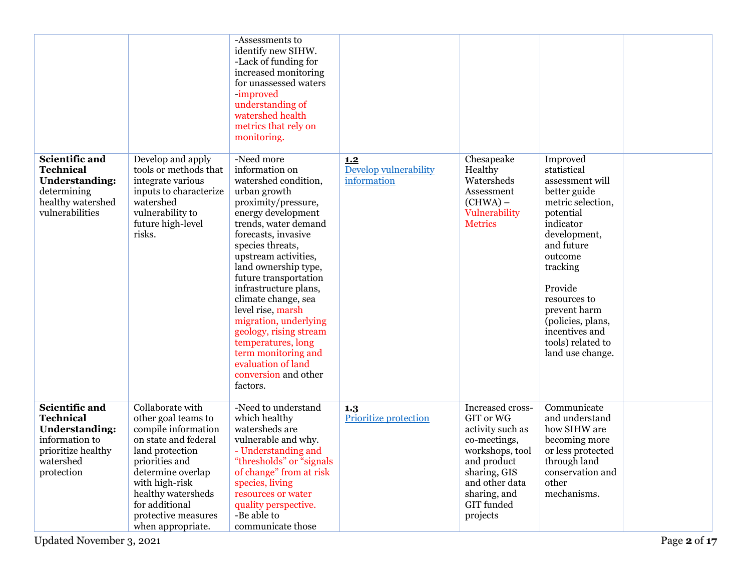| | | | | | | |
|---|---|---|---|---|---|---|
| | | -Assessments to identify new SIHW.<br>-Lack of funding for increased monitoring for unassessed waters<br>-improved understanding of watershed health metrics that rely on monitoring. | | | | |
| **Scientific and Technical Understanding:** determining healthy watershed vulnerabilities | Develop and apply tools or methods that integrate various inputs to characterize watershed vulnerability to future high-level risks. | -Need more information on watershed condition, urban growth proximity/pressure, energy development trends, water demand forecasts, invasive species threats, upstream activities, land ownership type, future transportation infrastructure plans, climate change, sea level rise, marsh migration, underlying geology, rising stream temperatures, long term monitoring and evaluation of land conversion and other factors. | **1.2**<br>Develop vulnerability information | Chesapeake Healthy Watersheds Assessment (CHWA) – Vulnerability Metrics | Improved statistical assessment will better guide metric selection, potential indicator development, and future outcome tracking<br><br>Provide resources to prevent harm (policies, plans, incentives and tools) related to land use change. | |
| **Scientific and Technical Understanding:** information to prioritize healthy watershed protection | Collaborate with other goal teams to compile information on state and federal land protection priorities and determine overlap with high-risk healthy watersheds for additional protective measures when appropriate. | -Need to understand which healthy watersheds are vulnerable and why.<br>- Understanding and "thresholds" or "signals of change" from at risk species, living resources or water quality perspective.<br>-Be able to communicate those | **1.3**<br>Prioritize protection | Increased cross-GIT or WG activity such as co-meetings, workshops, tool and product sharing, GIS and other data sharing, and GIT funded projects | Communicate and understand how SIHW are becoming more or less protected through land conservation and other mechanisms. | |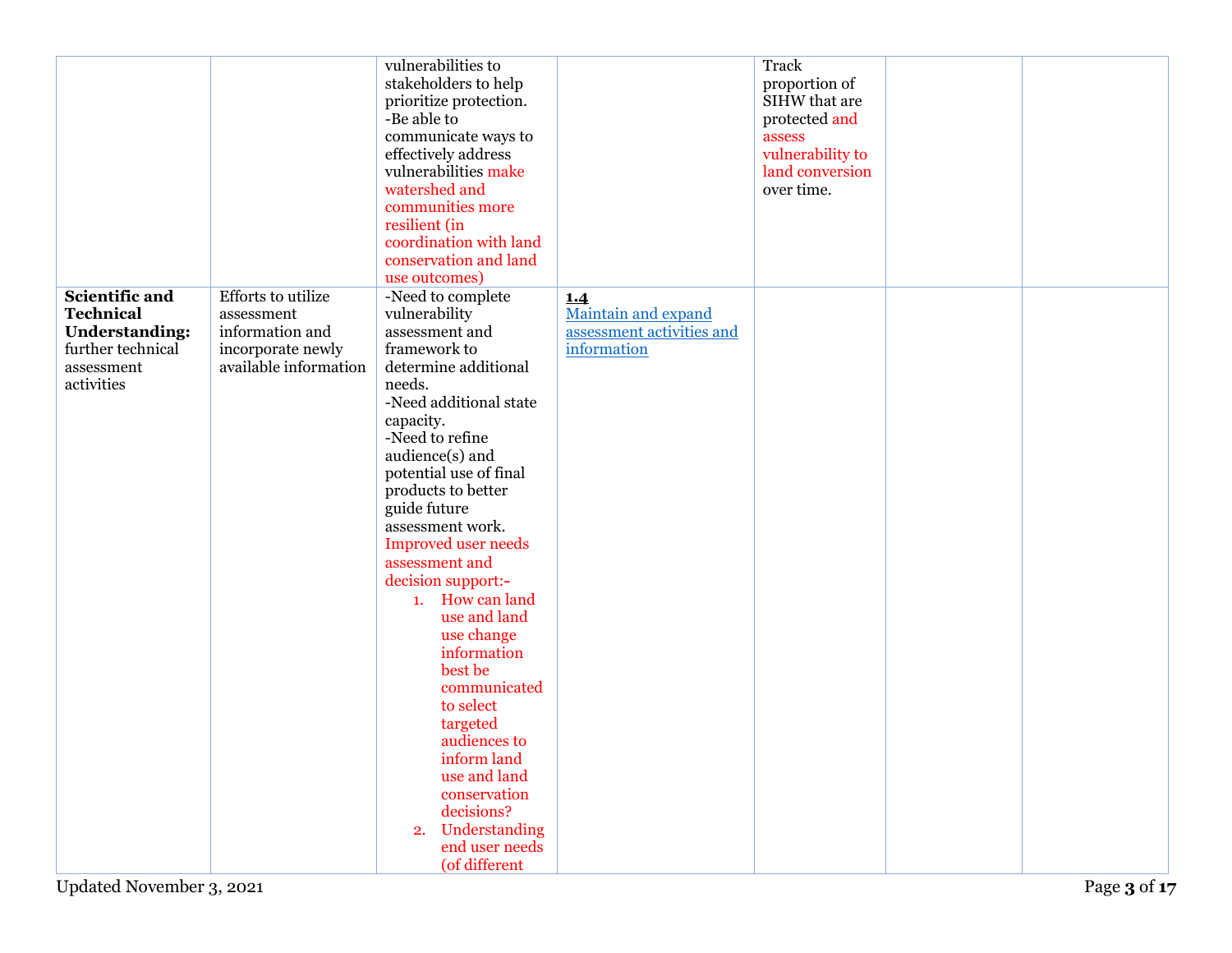| | | | | | | |
|---|---|---|---|---|---|---|
| | | vulnerabilities to stakeholders to help prioritize protection.<br>-Be able to communicate ways to effectively address vulnerabilities make watershed and communities more resilient (in coordination with land conservation and land use outcomes) | | Track proportion of SIHW that are protected and assess vulnerability to land conversion over time. | | |
| **Scientific and Technical Understanding:** further technical assessment activities | Efforts to utilize assessment information and incorporate newly available information | -Need to complete vulnerability assessment and framework to determine additional needs.<br>-Need additional state capacity.<br>-Need to refine audience(s) and potential use of final products to better guide future assessment work.<br>Improved user needs assessment and decision support:-<br>1. How can land use and land use change information best be communicated to select targeted audiences to inform land use and land conservation decisions?<br>2. Understanding end user needs (of different | **1.4**<br>Maintain and expand assessment activities and information | | | |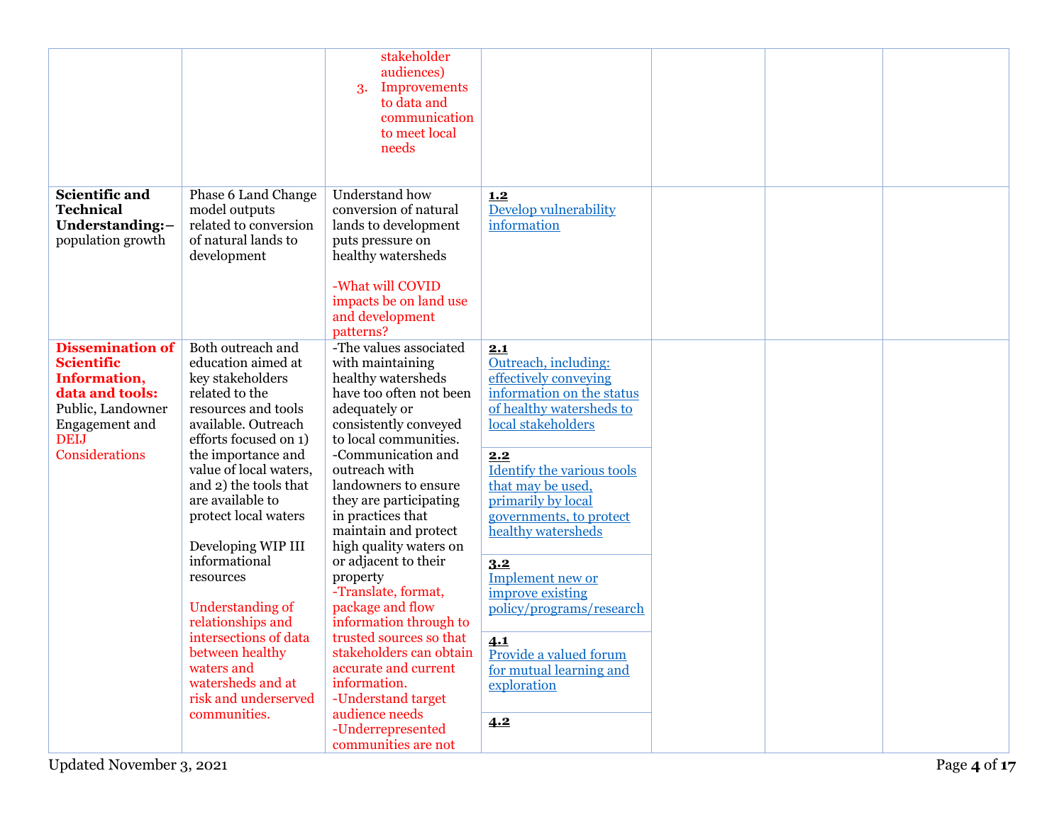| | | | | | | |
|---|---|---|---|---|---|---|
| | | stakeholder audiences)<br>3. Improvements to data and communication to meet local needs | | | | |
| **Scientific and Technical Understanding:**– population growth | Phase 6 Land Change model outputs related to conversion of natural lands to development | Understand how conversion of natural lands to development puts pressure on healthy watersheds<br><br>-What will COVID impacts be on land use and development patterns? | **1.2**<br>Develop vulnerability information | | | |
| **Dissemination of Scientific Information, data and tools:** Public, Landowner Engagement and DEIJ Considerations | Both outreach and education aimed at key stakeholders related to the resources and tools available. Outreach efforts focused on 1) the importance and value of local waters, and 2) the tools that are available to protect local waters<br><br>Developing WIP III informational resources<br><br>Understanding of relationships and intersections of data between healthy waters and watersheds and at risk and underserved communities. | -The values associated with maintaining healthy watersheds have too often not been adequately or consistently conveyed to local communities.<br>-Communication and outreach with landowners to ensure they are participating in practices that maintain and protect high quality waters on or adjacent to their property<br>-Translate, format, package and flow information through to trusted sources so that stakeholders can obtain accurate and current information.<br>-Understand target audience needs<br>-Underrepresented communities are not | **2.1**<br>Outreach, including: effectively conveying information on the status of healthy watersheds to local stakeholders<br><br>**2.2**<br>Identify the various tools that may be used, primarily by local governments, to protect healthy watersheds<br><br>**3.2**<br>Implement new or improve existing policy/programs/research<br><br>**4.1**<br>Provide a valued forum for mutual learning and exploration<br><br>**4.2** | | | |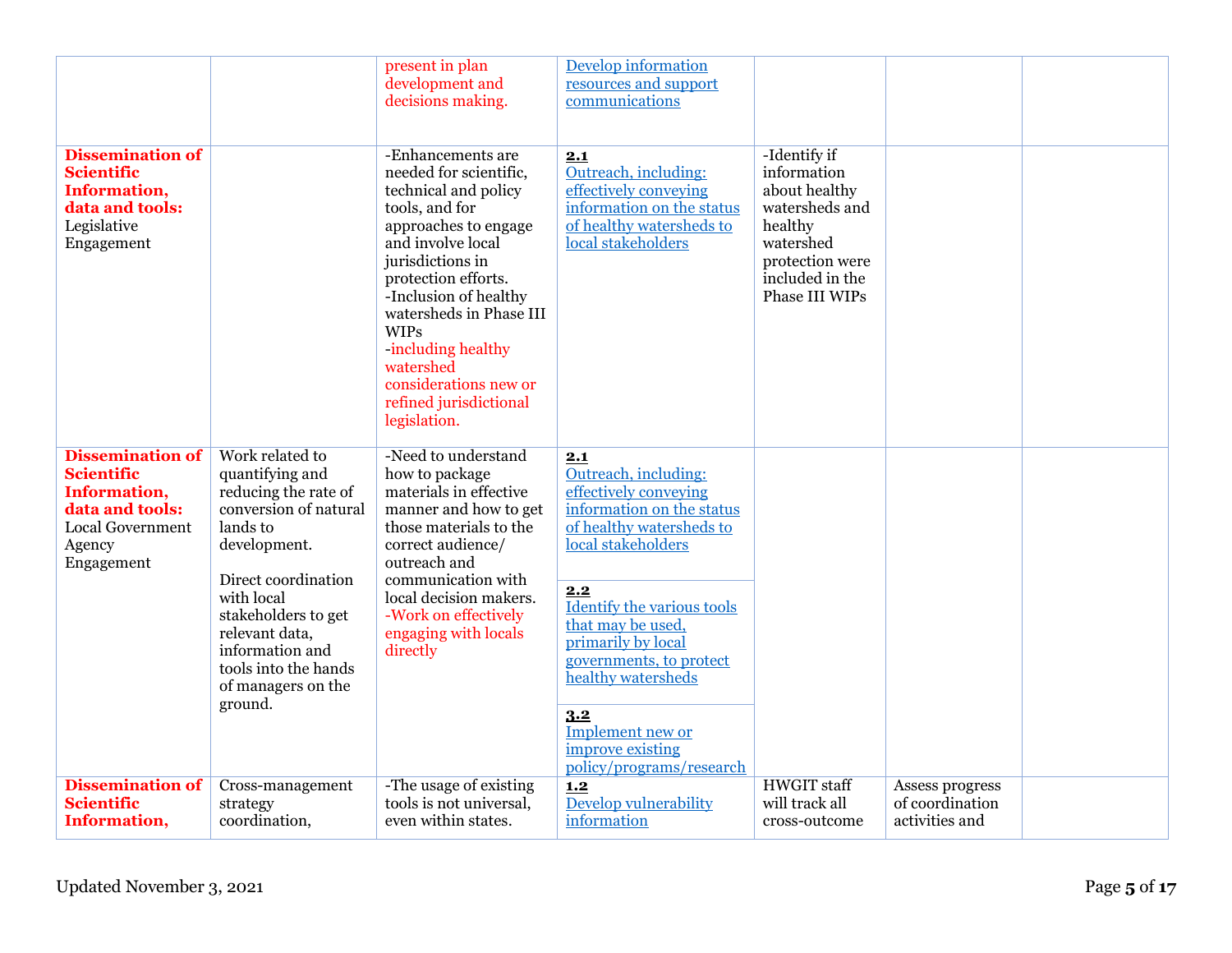| | | | | | | |
|---|---|---|---|---|---|---|
| | | present in plan development and decisions making. | Develop information resources and support communications | | | |
| **Dissemination of Scientific Information, data and tools:** Legislative Engagement | | -Enhancements are needed for scientific, technical and policy tools, and for approaches to engage and involve local jurisdictions in protection efforts.<br>-Inclusion of healthy watersheds in Phase III WIPs<br>-including healthy watershed considerations new or refined jurisdictional legislation. | **2.1**<br>Outreach, including: effectively conveying information on the status of healthy watersheds to local stakeholders | -Identify if information about healthy watersheds and healthy watershed protection were included in the Phase III WIPs | | |
| **Dissemination of Scientific Information, data and tools:** Local Government Agency Engagement | Work related to quantifying and reducing the rate of conversion of natural lands to development.<br><br>Direct coordination with local stakeholders to get relevant data, information and tools into the hands of managers on the ground. | -Need to understand how to package materials in effective manner and how to get those materials to the correct audience/ outreach and communication with local decision makers.<br>-Work on effectively engaging with locals directly | **2.1**<br>Outreach, including: effectively conveying information on the status of healthy watersheds to local stakeholders<br><br>**2.2**<br>Identify the various tools that may be used, primarily by local governments, to protect healthy watersheds<br><br>**3.2**<br>Implement new or improve existing policy/programs/research | | | |
| **Dissemination of Scientific Information,** | Cross-management strategy coordination, | -The usage of existing tools is not universal, even within states. | **1.2**<br>Develop vulnerability information | HWGIT staff will track all cross-outcome | Assess progress of coordination activities and | |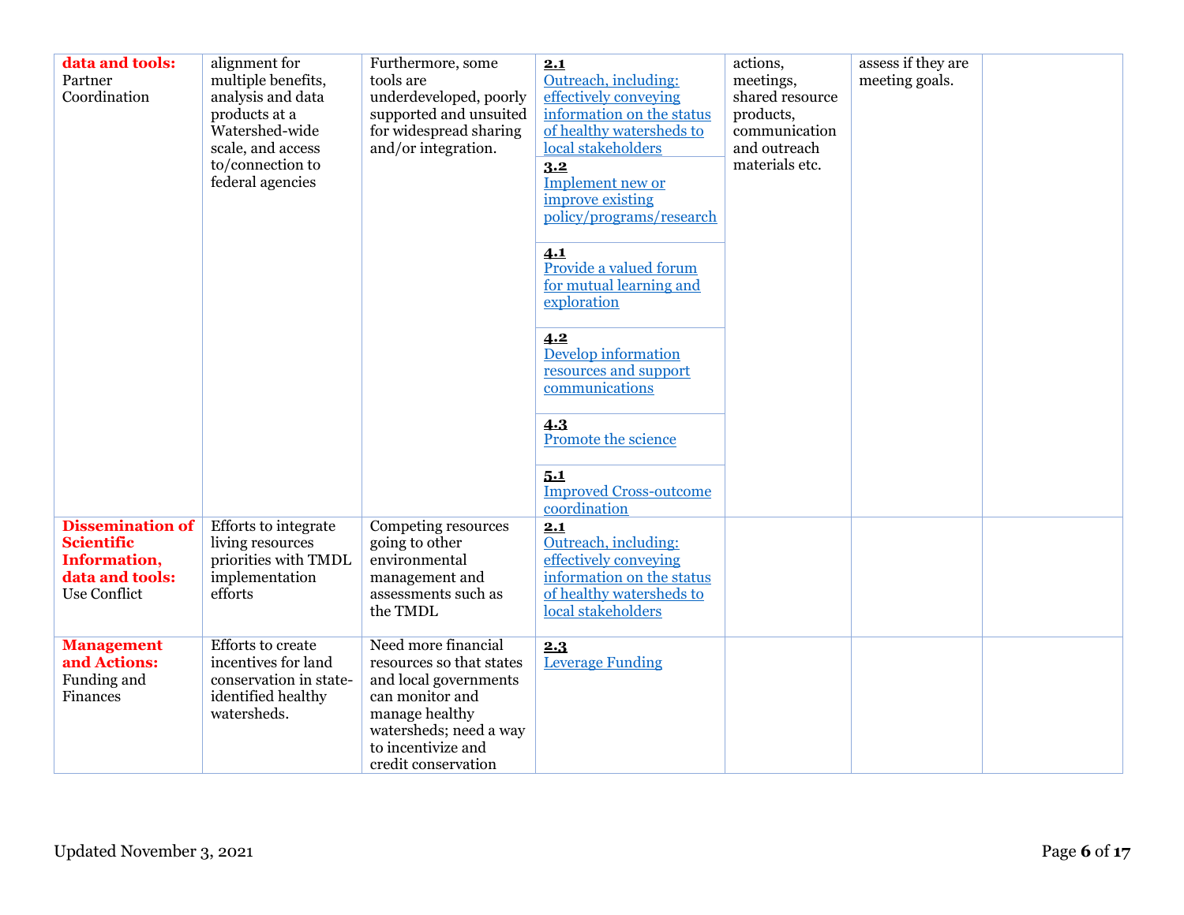| | | | | | | |
|---|---|---|---|---|---|---|
| **data and tools:** Partner Coordination | alignment for multiple benefits, analysis and data products at a Watershed-wide scale, and access to/connection to federal agencies | Furthermore, some tools are underdeveloped, poorly supported and unsuited for widespread sharing and/or integration. | **2.1** Outreach, including: effectively conveying information on the status of healthy watersheds to local stakeholders<br>**3.2** Implement new or improve existing policy/programs/research<br>**4.1** Provide a valued forum for mutual learning and exploration<br>**4.2** Develop information resources and support communications<br>**4.3** Promote the science<br>**5.1** Improved Cross-outcome coordination | actions, meetings, shared resource products, communication and outreach materials etc. | assess if they are meeting goals. | |
| **Dissemination of Scientific Information, data and tools:** Use Conflict | Efforts to integrate living resources priorities with TMDL implementation efforts | Competing resources going to other environmental management and assessments such as the TMDL | **2.1** Outreach, including: effectively conveying information on the status of healthy watersheds to local stakeholders | | | |
| **Management and Actions:** Funding and Finances | Efforts to create incentives for land conservation in state-identified healthy watersheds. | Need more financial resources so that states and local governments can monitor and manage healthy watersheds; need a way to incentivize and credit conservation | **2.3** Leverage Funding | | | |

Updated November 3, 2021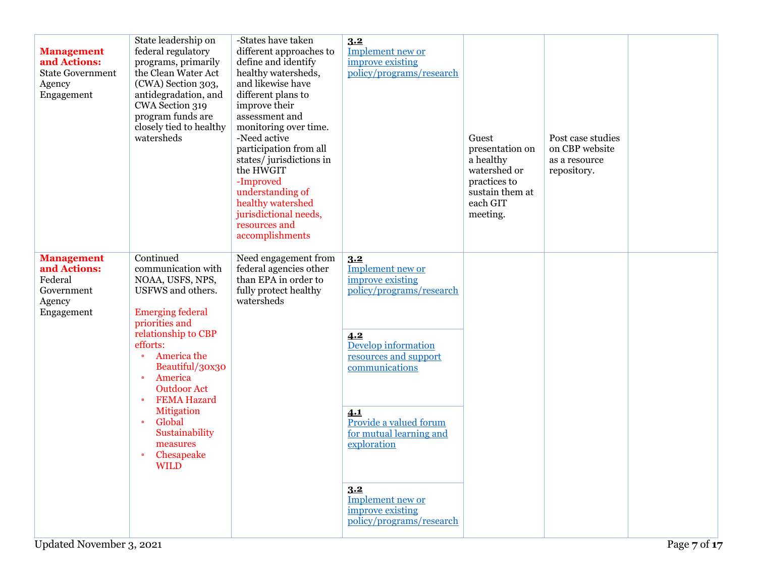| | | | | | | |
|---|---|---|---|---|---|---|
| **Management and Actions:** State Government Agency Engagement | State leadership on federal regulatory programs, primarily the Clean Water Act (CWA) Section 303, antidegradation, and CWA Section 319 program funds are closely tied to healthy watersheds | -States have taken different approaches to define and identify healthy watersheds, and likewise have different plans to improve their assessment and monitoring over time.<br>-Need active participation from all states/ jurisdictions in the HWGIT<br>-Improved understanding of healthy watershed jurisdictional needs, resources and accomplishments | **3.2**<br>Implement new or improve existing policy/programs/research | Guest presentation on a healthy watershed or practices to sustain them at each GIT meeting. | Post case studies on CBP website as a resource repository. | |
| **Management and Actions:** Federal Government Agency Engagement | Continued communication with NOAA, USFS, NPS, USFWS and others.<br><br>Emerging federal priorities and relationship to CBP efforts:<br>▪ America the Beautiful/30x30<br>▪ America Outdoor Act<br>▪ FEMA Hazard Mitigation<br>▪ Global Sustainability measures<br>▪ Chesapeake WILD | Need engagement from federal agencies other than EPA in order to fully protect healthy watersheds | **3.2**<br>Implement new or improve existing policy/programs/research<br><br>**4.2**<br>Develop information resources and support communications<br><br>**4.1**<br>Provide a valued forum for mutual learning and exploration<br><br>**3.2**<br>Implement new or improve existing policy/programs/research | | | |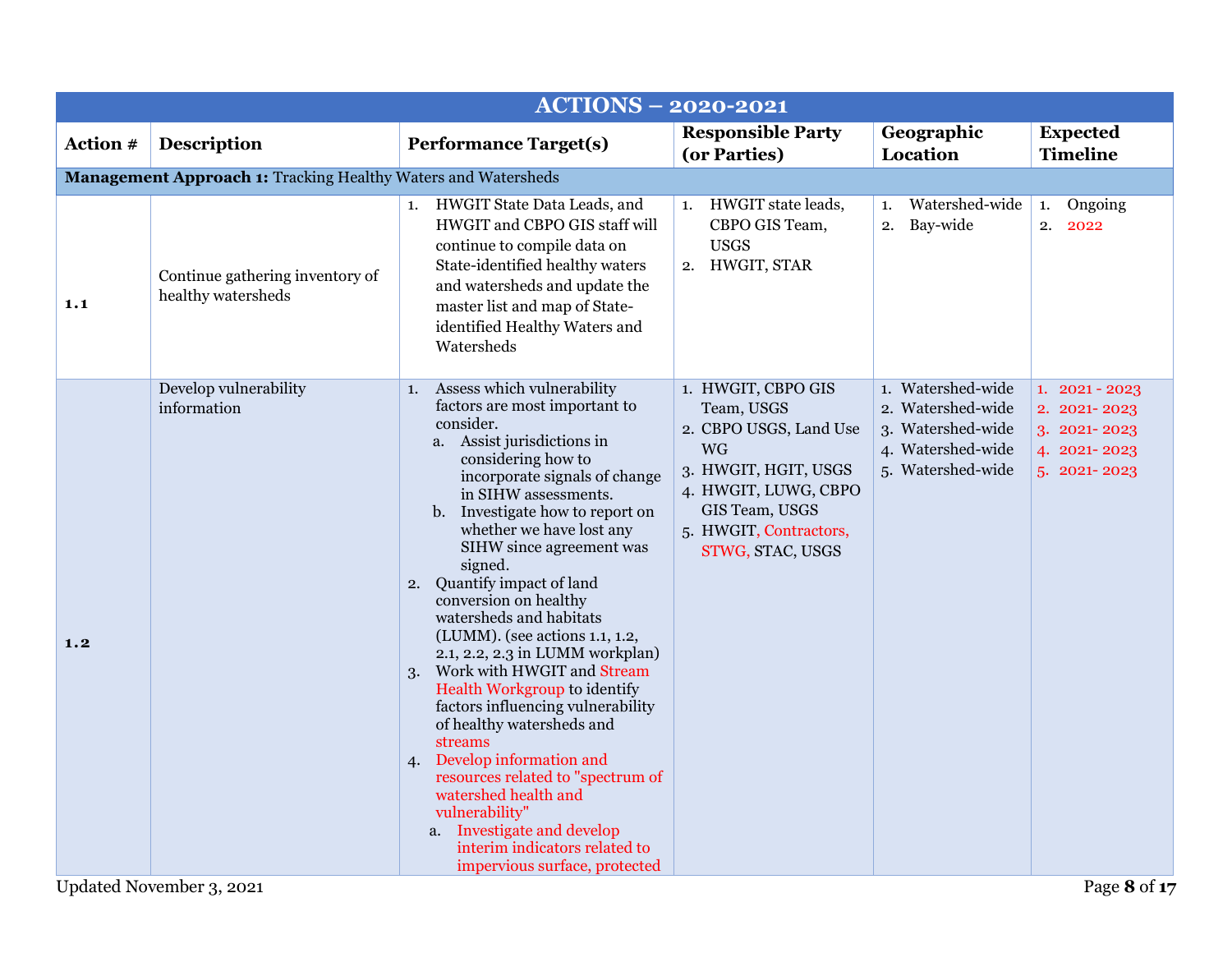| ACTIONS – 2020-2021 | | | | | |
|---|---|---|---|---|---|
| **Action #** | **Description** | **Performance Target(s)** | **Responsible Party (or Parties)** | **Geographic Location** | **Expected Timeline** |
| **Management Approach 1:** Tracking Healthy Waters and Watersheds | | | | | |
| **1.1** | Continue gathering inventory of healthy watersheds | 1. HWGIT State Data Leads, and HWGIT and CBPO GIS staff will continue to compile data on State-identified healthy waters and watersheds and update the master list and map of State-identified Healthy Waters and Watersheds | 1. HWGIT state leads, CBPO GIS Team, USGS<br>2. HWGIT, STAR | 1. Watershed-wide<br>2. Bay-wide | 1. Ongoing<br>2. 2022 |
| **1.2** | Develop vulnerability information | 1. Assess which vulnerability factors are most important to consider.<br>a. Assist jurisdictions in considering how to incorporate signals of change in SIHW assessments.<br>b. Investigate how to report on whether we have lost any SIHW since agreement was signed.<br>2. Quantify impact of land conversion on healthy watersheds and habitats (LUMM). (see actions 1.1, 1.2, 2.1, 2.2, 2.3 in LUMM workplan)<br>3. Work with HWGIT and Stream Health Workgroup to identify factors influencing vulnerability of healthy watersheds and streams<br>4. Develop information and resources related to "spectrum of watershed health and vulnerability"<br>a. Investigate and develop interim indicators related to impervious surface, protected | 1. HWGIT, CBPO GIS Team, USGS<br>2. CBPO USGS, Land Use WG<br>3. HWGIT, HGIT, USGS<br>4. HWGIT, LUWG, CBPO GIS Team, USGS<br>5. HWGIT, Contractors, STWG, STAC, USGS | 1. Watershed-wide<br>2. Watershed-wide<br>3. Watershed-wide<br>4. Watershed-wide<br>5. Watershed-wide | 1. 2021 - 2023<br>2. 2021- 2023<br>3. 2021- 2023<br>4. 2021- 2023<br>5. 2021- 2023 |

Updated November 3, 2021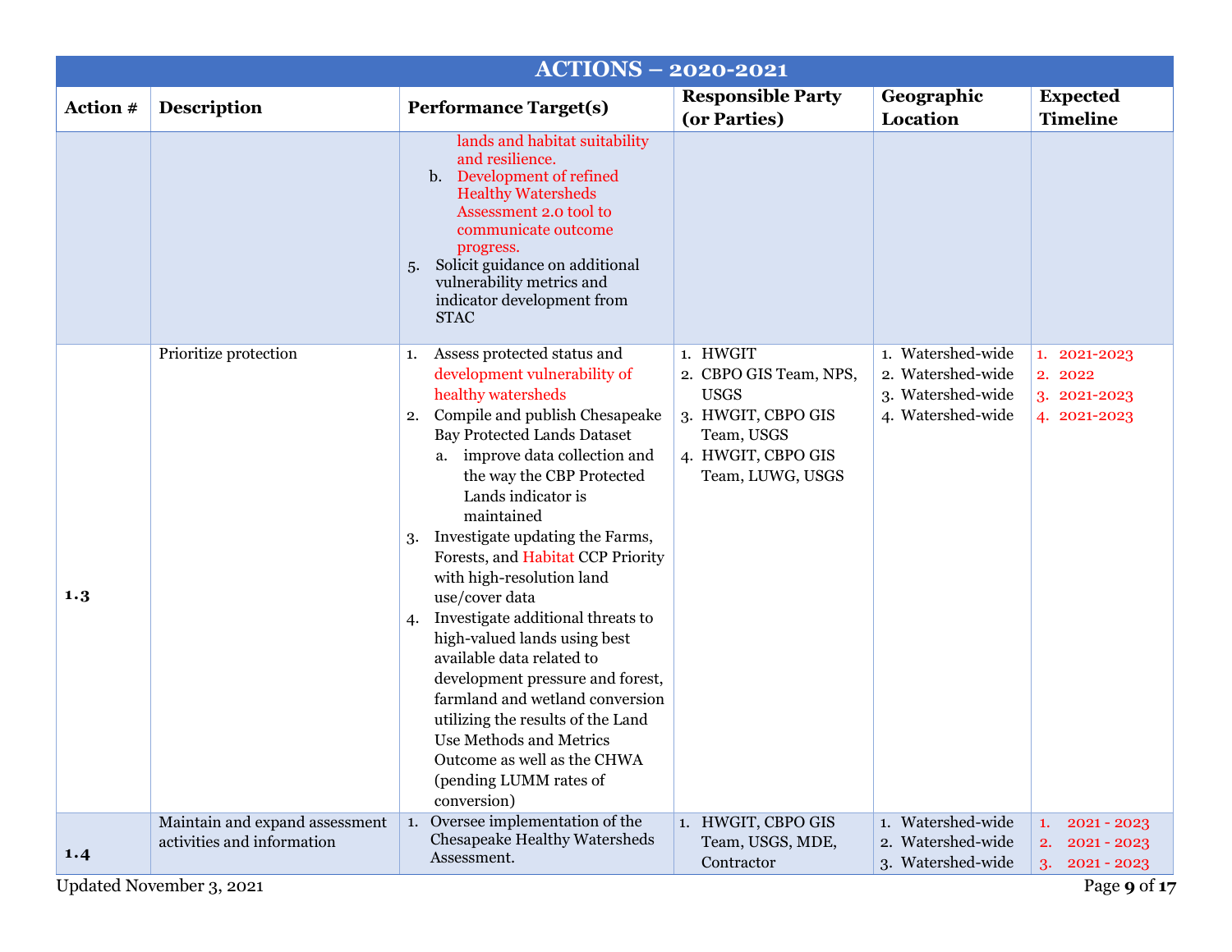| ACTIONS – 2020-2021 | | | | | |
|---|---|---|---|---|---|
| **Action #** | **Description** | **Performance Target(s)** | **Responsible Party (or Parties)** | **Geographic Location** | **Expected Timeline** |
| | | lands and habitat suitability and resilience.<br>b. Development of refined Healthy Watersheds Assessment 2.0 tool to communicate outcome progress.<br>5. Solicit guidance on additional vulnerability metrics and indicator development from STAC | | | |
| **1.3** | Prioritize protection | 1. Assess protected status and development vulnerability of healthy watersheds<br>2. Compile and publish Chesapeake Bay Protected Lands Dataset<br>a. improve data collection and the way the CBP Protected Lands indicator is maintained<br>3. Investigate updating the Farms, Forests, and Habitat CCP Priority with high-resolution land use/cover data<br>4. Investigate additional threats to high-valued lands using best available data related to development pressure and forest, farmland and wetland conversion utilizing the results of the Land Use Methods and Metrics Outcome as well as the CHWA (pending LUMM rates of conversion) | 1. HWGIT<br>2. CBPO GIS Team, NPS, USGS<br>3. HWGIT, CBPO GIS Team, USGS<br>4. HWGIT, CBPO GIS Team, LUWG, USGS | 1. Watershed-wide<br>2. Watershed-wide<br>3. Watershed-wide<br>4. Watershed-wide | 1. 2021-2023<br>2. 2022<br>3. 2021-2023<br>4. 2021-2023 |
| **1.4** | Maintain and expand assessment activities and information | 1. Oversee implementation of the Chesapeake Healthy Watersheds Assessment. | 1. HWGIT, CBPO GIS Team, USGS, MDE, Contractor | 1. Watershed-wide<br>2. Watershed-wide<br>3. Watershed-wide | 1. 2021 - 2023<br>2. 2021 - 2023<br>3. 2021 - 2023 |

Updated November 3, 2021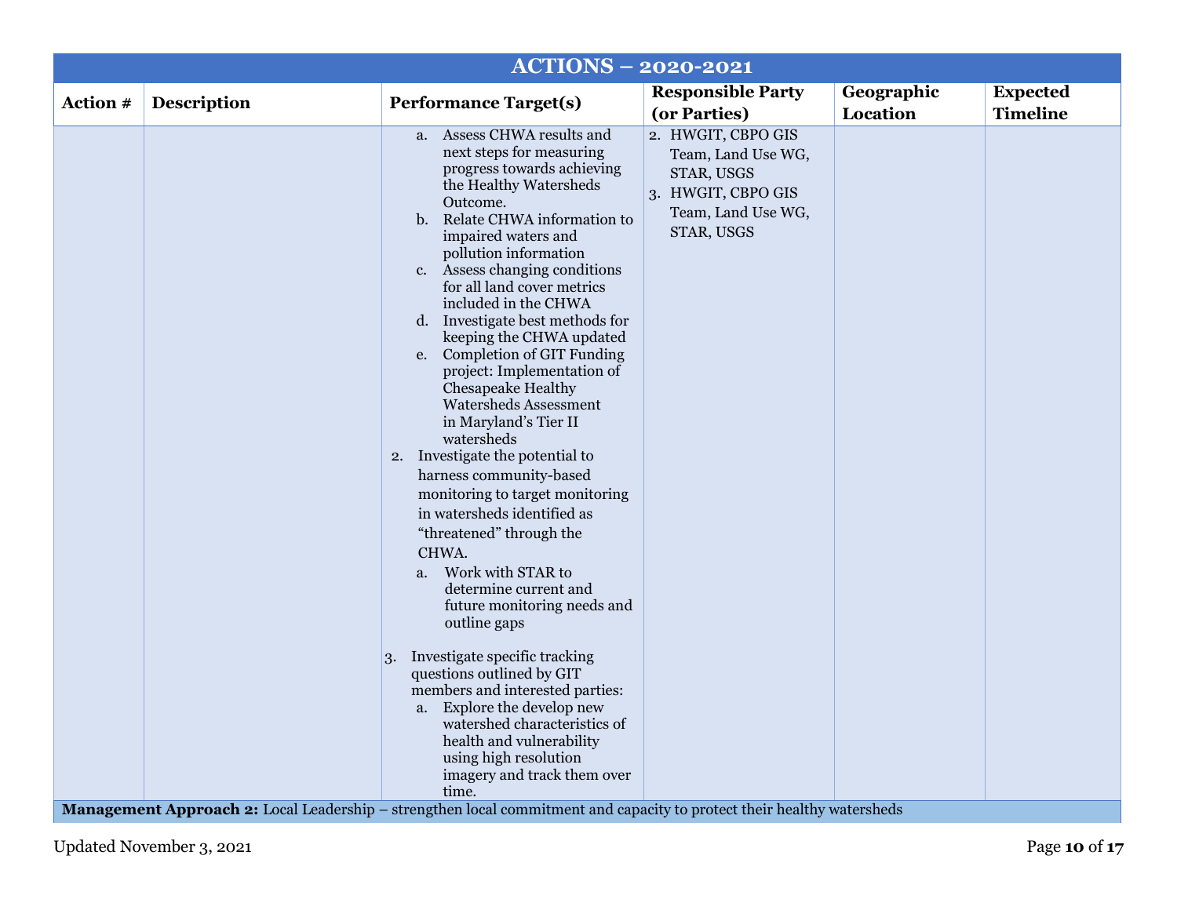| ACTIONS – 2020-2021 | | | | | |
|---|---|---|---|---|---|
| **Action #** | **Description** | **Performance Target(s)** | **Responsible Party (or Parties)** | **Geographic Location** | **Expected Timeline** |
| | | a. Assess CHWA results and next steps for measuring progress towards achieving the Healthy Watersheds Outcome.<br>b. Relate CHWA information to impaired waters and pollution information<br>c. Assess changing conditions for all land cover metrics included in the CHWA<br>d. Investigate best methods for keeping the CHWA updated<br>e. Completion of GIT Funding project: Implementation of Chesapeake Healthy Watersheds Assessment in Maryland's Tier II watersheds<br>2. Investigate the potential to harness community-based monitoring to target monitoring in watersheds identified as "threatened" through the CHWA.<br>a. Work with STAR to determine current and future monitoring needs and outline gaps<br>3. Investigate specific tracking questions outlined by GIT members and interested parties:<br>a. Explore the develop new watershed characteristics of health and vulnerability using high resolution imagery and track them over time. | 2. HWGIT, CBPO GIS Team, Land Use WG, STAR, USGS<br>3. HWGIT, CBPO GIS Team, Land Use WG, STAR, USGS | | |
| **Management Approach 2:** Local Leadership – strengthen local commitment and capacity to protect their healthy watersheds | | | | | |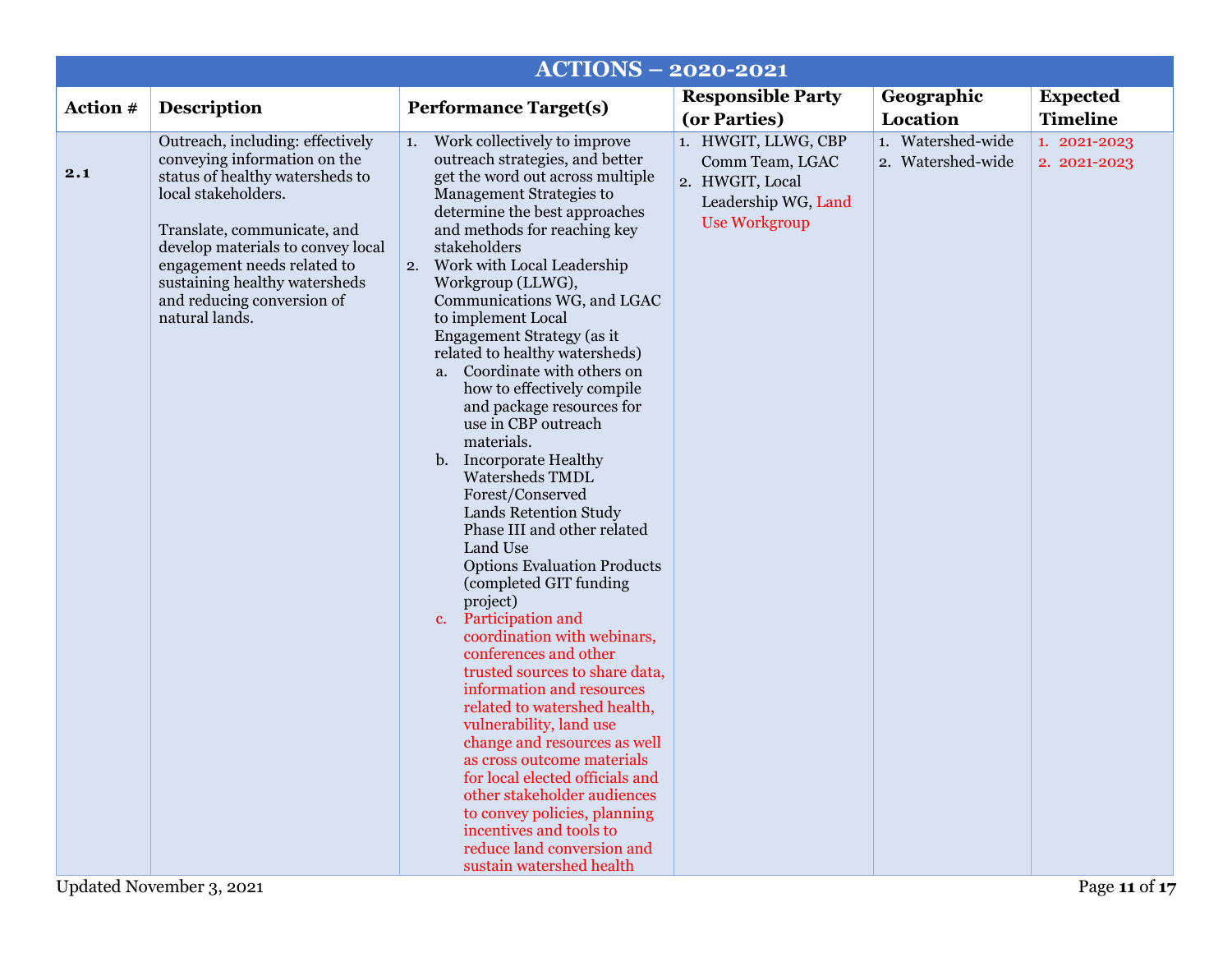| ACTIONS – 2020-2021 | | | | | |
|---|---|---|---|---|---|
| **Action #** | **Description** | **Performance Target(s)** | **Responsible Party (or Parties)** | **Geographic Location** | **Expected Timeline** |
| **2.1** | Outreach, including: effectively conveying information on the status of healthy watersheds to local stakeholders.<br><br>Translate, communicate, and develop materials to convey local engagement needs related to sustaining healthy watersheds and reducing conversion of natural lands. | 1. Work collectively to improve outreach strategies, and better get the word out across multiple Management Strategies to determine the best approaches and methods for reaching key stakeholders<br>2. Work with Local Leadership Workgroup (LLWG), Communications WG, and LGAC to implement Local Engagement Strategy (as it related to healthy watersheds)<br>a. Coordinate with others on how to effectively compile and package resources for use in CBP outreach materials.<br>b. Incorporate Healthy Watersheds TMDL Forest/Conserved Lands Retention Study Phase III and other related Land Use Options Evaluation Products (completed GIT funding project)<br>c. Participation and coordination with webinars, conferences and other trusted sources to share data, information and resources related to watershed health, vulnerability, land use change and resources as well as cross outcome materials for local elected officials and other stakeholder audiences to convey policies, planning incentives and tools to reduce land conversion and sustain watershed health | 1. HWGIT, LLWG, CBP Comm Team, LGAC<br>2. HWGIT, Local Leadership WG, Land Use Workgroup | 1. Watershed-wide<br>2. Watershed-wide | 1. 2021-2023<br>2. 2021-2023 |

Updated November 3, 2021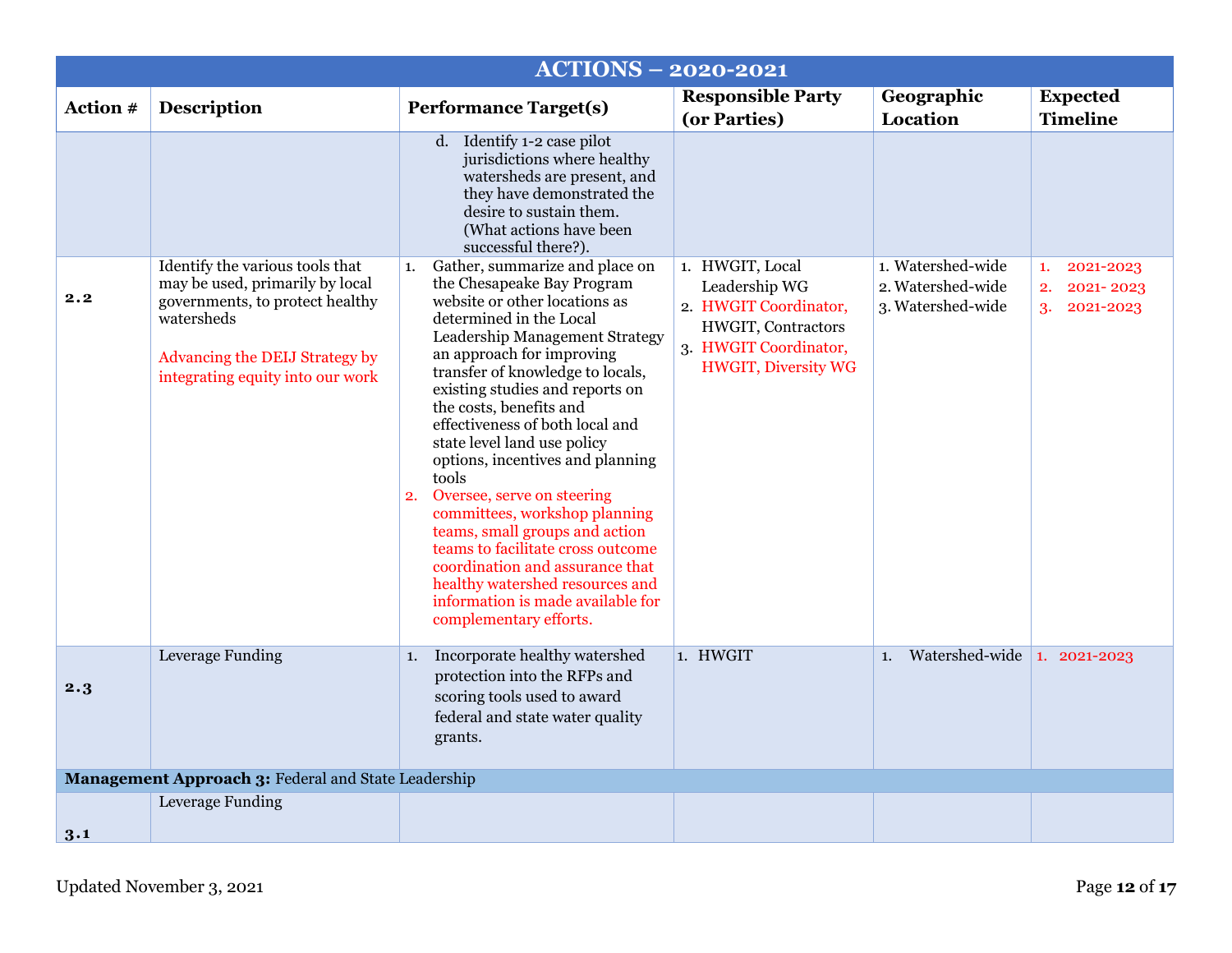| ACTIONS – 2020-2021 | | | | | |
|---|---|---|---|---|---|
| **Action #** | **Description** | **Performance Target(s)** | **Responsible Party (or Parties)** | **Geographic Location** | **Expected Timeline** |
| | | d. Identify 1-2 case pilot jurisdictions where healthy watersheds are present, and they have demonstrated the desire to sustain them. (What actions have been successful there?). | | | |
| **2.2** | Identify the various tools that may be used, primarily by local governments, to protect healthy watersheds<br><br>Advancing the DEIJ Strategy by integrating equity into our work | 1. Gather, summarize and place on the Chesapeake Bay Program website or other locations as determined in the Local Leadership Management Strategy an approach for improving transfer of knowledge to locals, existing studies and reports on the costs, benefits and effectiveness of both local and state level land use policy options, incentives and planning tools<br>2. Oversee, serve on steering committees, workshop planning teams, small groups and action teams to facilitate cross outcome coordination and assurance that healthy watershed resources and information is made available for complementary efforts. | 1. HWGIT, Local Leadership WG<br>2. HWGIT Coordinator, HWGIT, Contractors<br>3. HWGIT Coordinator, HWGIT, Diversity WG | 1. Watershed-wide<br>2. Watershed-wide<br>3. Watershed-wide | 1. 2021-2023<br>2. 2021- 2023<br>3. 2021-2023 |
| **2.3** | Leverage Funding | 1. Incorporate healthy watershed protection into the RFPs and scoring tools used to award federal and state water quality grants. | 1. HWGIT | 1. Watershed-wide | 1. 2021-2023 |
| **Management Approach 3:** Federal and State Leadership | | | | | |
| **3.1** | Leverage Funding | | | | |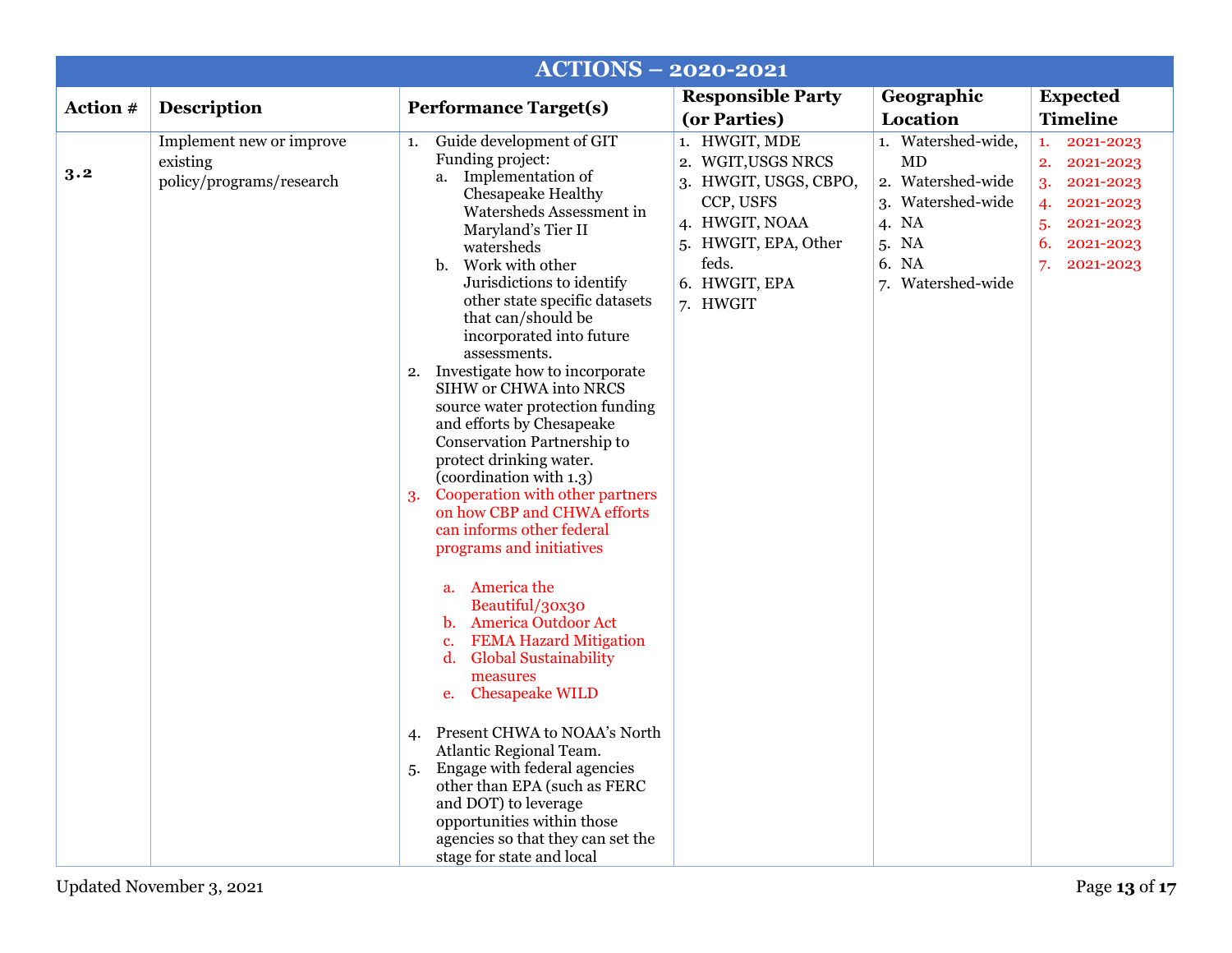| ACTIONS – 2020-2021 | | | | | |
|---|---|---|---|---|---|
| **Action #** | **Description** | **Performance Target(s)** | **Responsible Party (or Parties)** | **Geographic Location** | **Expected Timeline** |
| **3.2** | Implement new or improve existing policy/programs/research | 1. Guide development of GIT Funding project:<br>a. Implementation of Chesapeake Healthy Watersheds Assessment in Maryland's Tier II watersheds<br>b. Work with other Jurisdictions to identify other state specific datasets that can/should be incorporated into future assessments.<br>2. Investigate how to incorporate SIHW or CHWA into NRCS source water protection funding and efforts by Chesapeake Conservation Partnership to protect drinking water. (coordination with 1.3)<br>3. Cooperation with other partners on how CBP and CHWA efforts can informs other federal programs and initiatives<br>a. America the Beautiful/30x30<br>b. America Outdoor Act<br>c. FEMA Hazard Mitigation<br>d. Global Sustainability measures<br>e. Chesapeake WILD<br>4. Present CHWA to NOAA's North Atlantic Regional Team.<br>5. Engage with federal agencies other than EPA (such as FERC and DOT) to leverage opportunities within those agencies so that they can set the stage for state and local | 1. HWGIT, MDE<br>2. WGIT,USGS NRCS<br>3. HWGIT, USGS, CBPO, CCP, USFS<br>4. HWGIT, NOAA<br>5. HWGIT, EPA, Other feds.<br>6. HWGIT, EPA<br>7. HWGIT | 1. Watershed-wide, MD<br>2. Watershed-wide<br>3. Watershed-wide<br>4. NA<br>5. NA<br>6. NA<br>7. Watershed-wide | 1. 2021-2023<br>2. 2021-2023<br>3. 2021-2023<br>4. 2021-2023<br>5. 2021-2023<br>6. 2021-2023<br>7. 2021-2023 |

Updated November 3, 2021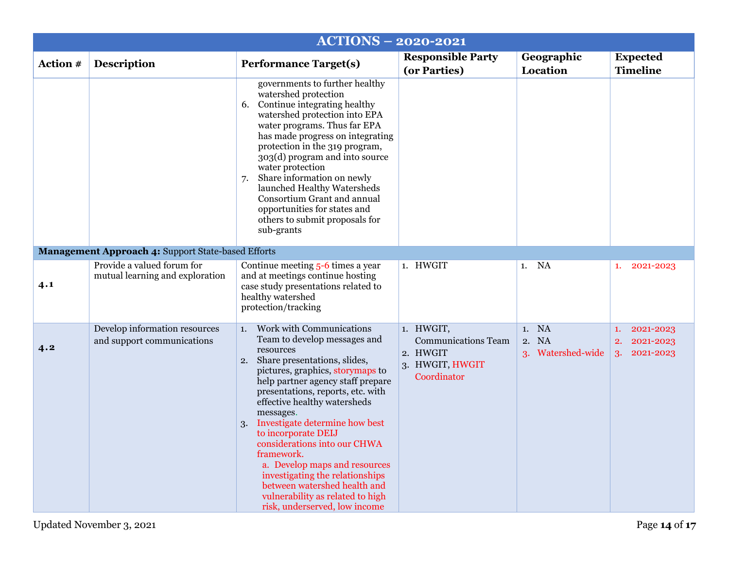| ACTIONS – 2020-2021 | | | | | |
|---|---|---|---|---|---|
| **Action #** | **Description** | **Performance Target(s)** | **Responsible Party (or Parties)** | **Geographic Location** | **Expected Timeline** |
| | | governments to further healthy watershed protection<br>6. Continue integrating healthy watershed protection into EPA water programs. Thus far EPA has made progress on integrating protection in the 319 program, 303(d) program and into source water protection<br>7. Share information on newly launched Healthy Watersheds Consortium Grant and annual opportunities for states and others to submit proposals for sub-grants | | | |
| **Management Approach 4:** Support State-based Efforts | | | | | |
| **4.1** | Provide a valued forum for mutual learning and exploration | Continue meeting 5-6 times a year and at meetings continue hosting case study presentations related to healthy watershed protection/tracking | 1. HWGIT | 1. NA | 1. 2021-2023 |
| **4.2** | Develop information resources and support communications | 1. Work with Communications Team to develop messages and resources<br>2. Share presentations, slides, pictures, graphics, storymaps to help partner agency staff prepare presentations, reports, etc. with effective healthy watersheds messages.<br>3. Investigate determine how best to incorporate DEIJ considerations into our CHWA framework.<br>a. Develop maps and resources investigating the relationships between watershed health and vulnerability as related to high risk, underserved, low income | 1. HWGIT, Communications Team<br>2. HWGIT<br>3. HWGIT, HWGIT Coordinator | 1. NA<br>2. NA<br>3. Watershed-wide | 1. 2021-2023<br>2. 2021-2023<br>3. 2021-2023 |

Updated November 3, 2021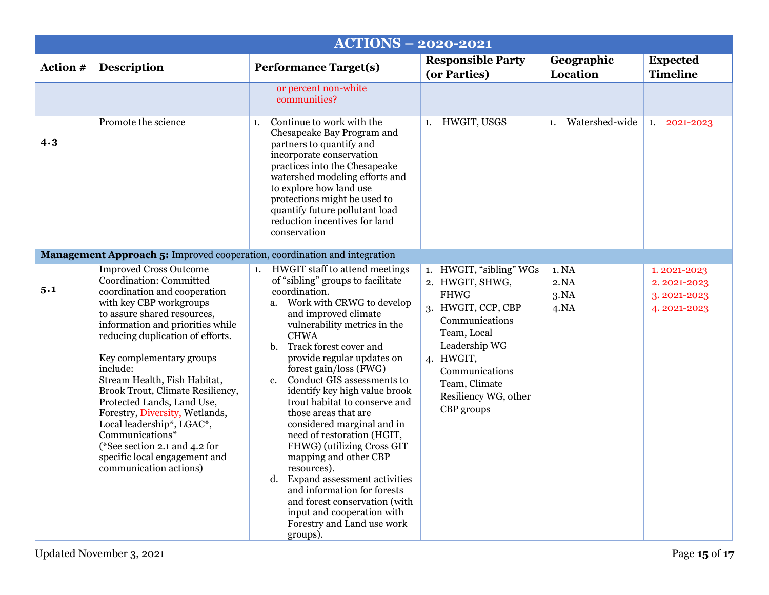| ACTIONS – 2020-2021 | | | | | |
|---|---|---|---|---|---|
| **Action #** | **Description** | **Performance Target(s)** | **Responsible Party (or Parties)** | **Geographic Location** | **Expected Timeline** |
| | | or percent non-white communities? | | | |
| **4.3** | Promote the science | 1. Continue to work with the Chesapeake Bay Program and partners to quantify and incorporate conservation practices into the Chesapeake watershed modeling efforts and to explore how land use protections might be used to quantify future pollutant load reduction incentives for land conservation | 1. HWGIT, USGS | 1. Watershed-wide | 1. 2021-2023 |
| **Management Approach 5:** Improved cooperation, coordination and integration | | | | | |
| **5.1** | Improved Cross Outcome Coordination: Committed coordination and cooperation with key CBP workgroups to assure shared resources, information and priorities while reducing duplication of efforts.<br><br>Key complementary groups include:<br>Stream Health, Fish Habitat, Brook Trout, Climate Resiliency, Protected Lands, Land Use, Forestry, Diversity, Wetlands, Local leadership*, LGAC*, Communications*<br>(*See section 2.1 and 4.2 for specific local engagement and communication actions) | 1. HWGIT staff to attend meetings of "sibling" groups to facilitate coordination.<br>a. Work with CRWG to develop and improved climate vulnerability metrics in the CHWA<br>b. Track forest cover and provide regular updates on forest gain/loss (FWG)<br>c. Conduct GIS assessments to identify key high value brook trout habitat to conserve and those areas that are considered marginal and in need of restoration (HGIT, FHWG) (utilizing Cross GIT mapping and other CBP resources).<br>d. Expand assessment activities and information for forests and forest conservation (with input and cooperation with Forestry and Land use work groups). | 1. HWGIT, "sibling" WGs<br>2. HWGIT, SHWG, FHWG<br>3. HWGIT, CCP, CBP Communications Team, Local Leadership WG<br>4. HWGIT, Communications Team, Climate Resiliency WG, other CBP groups | 1. NA<br>2. NA<br>3. NA<br>4. NA | 1. 2021-2023<br>2. 2021-2023<br>3. 2021-2023<br>4. 2021-2023 |

Updated November 3, 2021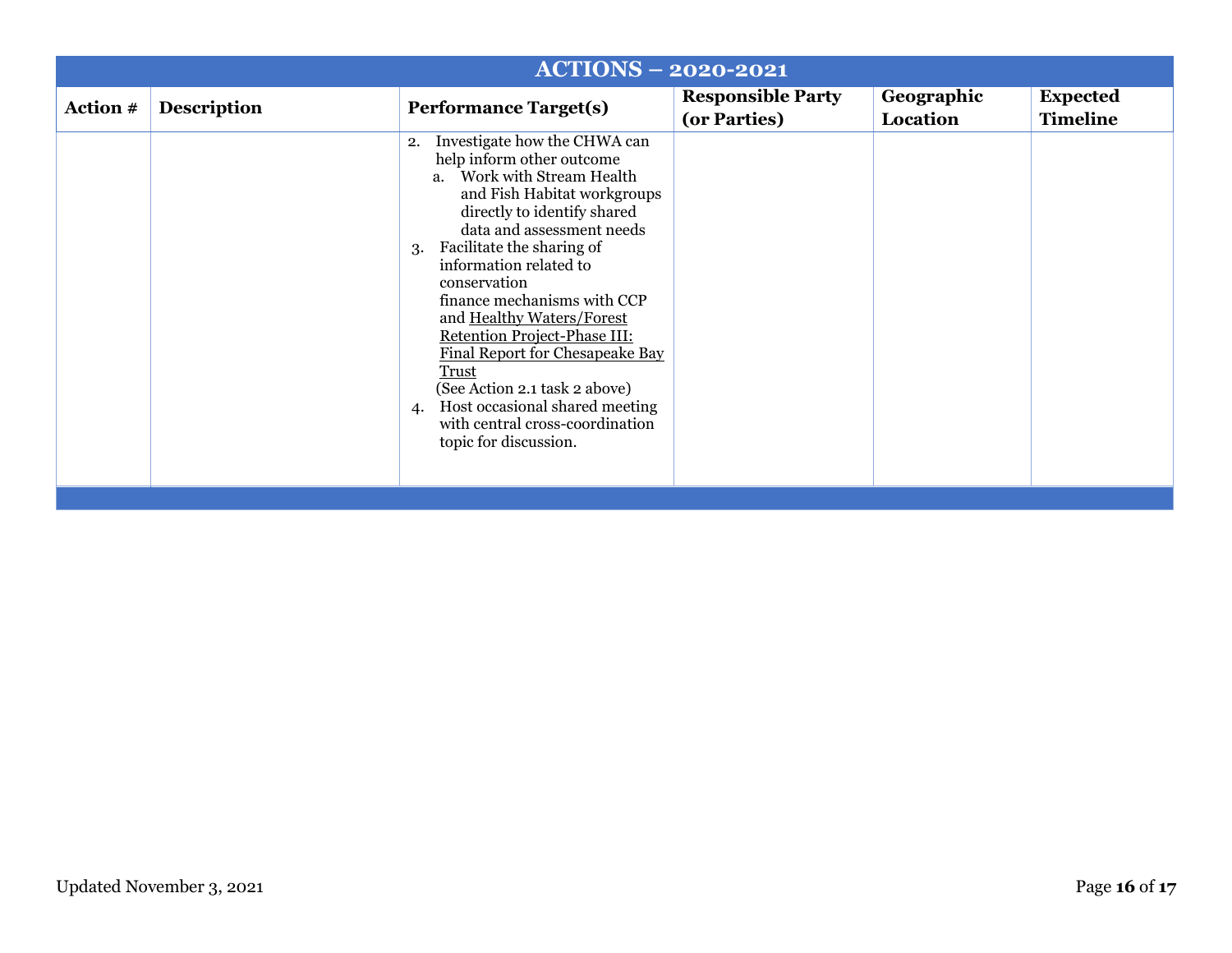| ACTIONS – 2020-2021 | | | | | |
|---|---|---|---|---|---|
| **Action #** | **Description** | **Performance Target(s)** | **Responsible Party (or Parties)** | **Geographic Location** | **Expected Timeline** |
| | | 2. Investigate how the CHWA can help inform other outcome<br>a. Work with Stream Health and Fish Habitat workgroups directly to identify shared data and assessment needs<br>3. Facilitate the sharing of information related to conservation finance mechanisms with CCP and Healthy Waters/Forest Retention Project-Phase III: Final Report for Chesapeake Bay Trust (See Action 2.1 task 2 above)<br>4. Host occasional shared meeting with central cross-coordination topic for discussion. | | | |

Updated November 3, 2021